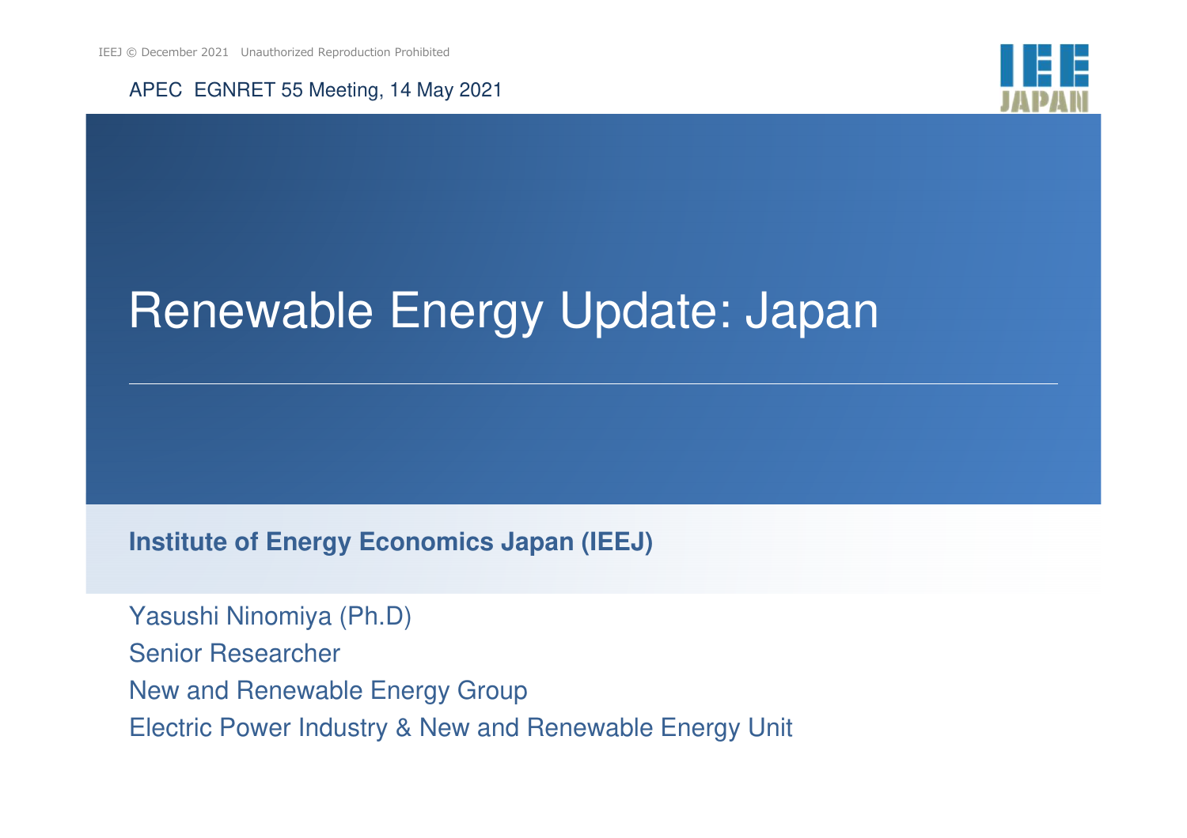APEC EGNRET 55 Meeting, 14 May 2021

# Renewable Energy Update: Japan

**Institute of Energy Economics Japan (IEEJ)**

Yasushi Ninomiya (Ph.D)

Senior Researcher

New and Renewable Energy Group

Electric Power Industry & New and Renewable Energy Unit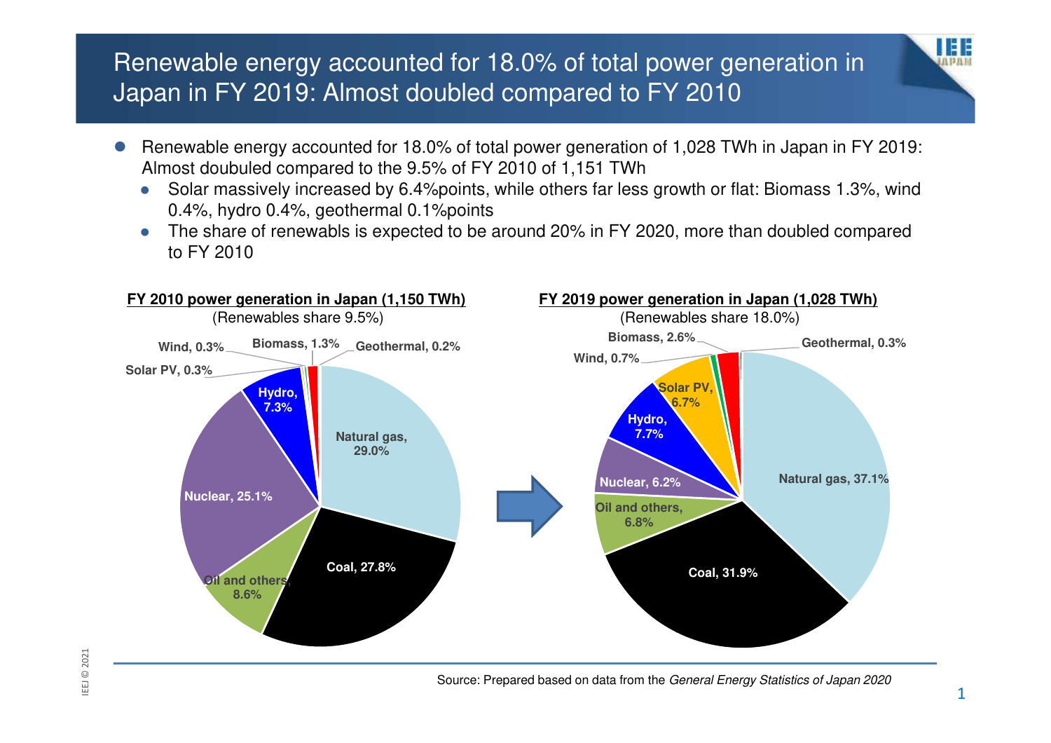# Renewable energy accounted for 18.0% of total power generation in Japan in FY 2019: Almost doubled compared to FY 2010

- Renewable energy accounted for 18.0% of total power generation of 1,028 TWh in Japan in FY 2019: Almost doubuled compared to the 9.5% of FY 2010 of 1,151 TWh
  - Solar massively increased by 6.4%points, while others far less growth or flat: Biomass 1.3%, wind 0.4%, hydro 0.4%, geothermal 0.1%points
  - The share of renewabls is expected to be around 20% in FY 2020, more than doubled compared to FY 2010

**FY 2010 power generation in Japan (1,150 TWh)**
(Renewables share 9.5%)

| Source | Share |
|---|---|
| Natural gas | 29.0% |
| Coal | 27.8% |
| Oil and others | 8.6% |
| Nuclear | 25.1% |
| Hydro | 7.3% |
| Solar PV | 0.3% |
| Wind | 0.3% |
| Biomass | 1.3% |
| Geothermal | 0.2% |

**FY 2019 power generation in Japan (1,028 TWh)**
(Renewables share 18.0%)

| Source | Share |
|---|---|
| Natural gas | 37.1% |
| Coal | 31.9% |
| Oil and others | 6.8% |
| Nuclear | 6.2% |
| Hydro | 7.7% |
| Solar PV | 6.7% |
| Wind | 0.7% |
| Biomass | 2.6% |
| Geothermal | 0.3% |

Source: Prepared based on data from the *General Energy Statistics of Japan 2020*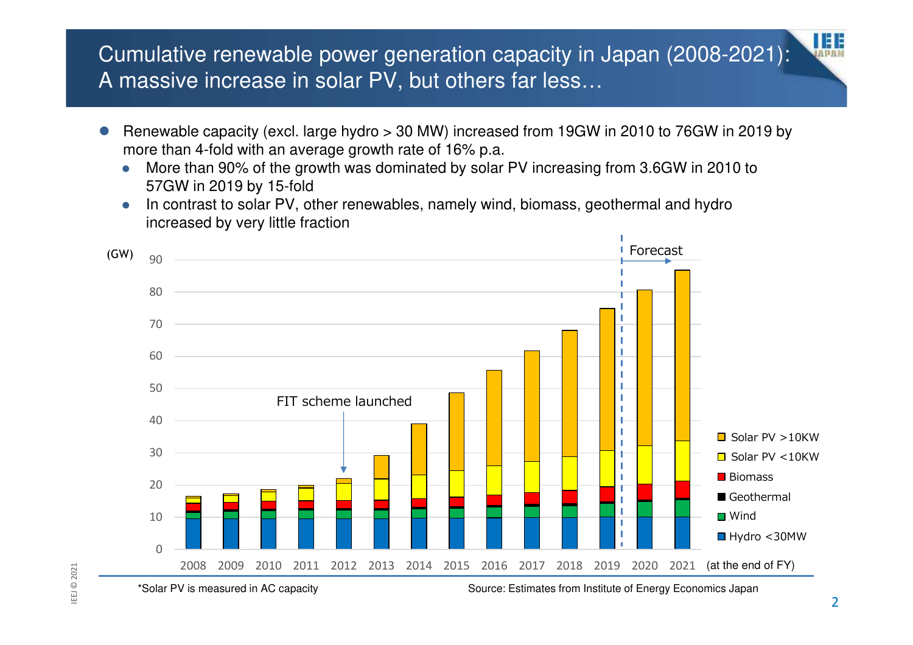# Cumulative renewable power generation capacity in Japan (2008-2021): A massive increase in solar PV, but others far less…

- Renewable capacity (excl. large hydro > 30 MW) increased from 19GW in 2010 to 76GW in 2019 by more than 4-fold with an average growth rate of 16% p.a.
  - More than 90% of the growth was dominated by solar PV increasing from 3.6GW in 2010 to 57GW in 2019 by 15-fold
  - In contrast to solar PV, other renewables, namely wind, biomass, geothermal and hydro increased by very little fraction

(GW)

FIT scheme launched

Forecast

Solar PV >10KW
Solar PV <10KW
Biomass
Geothermal
Wind
Hydro <30MW

2008 2009 2010 2011 2012 2013 2014 2015 2016 2017 2018 2019 2020 2021 (at the end of FY)

*Solar PV is measured in AC capacity

Source: Estimates from Institute of Energy Economics Japan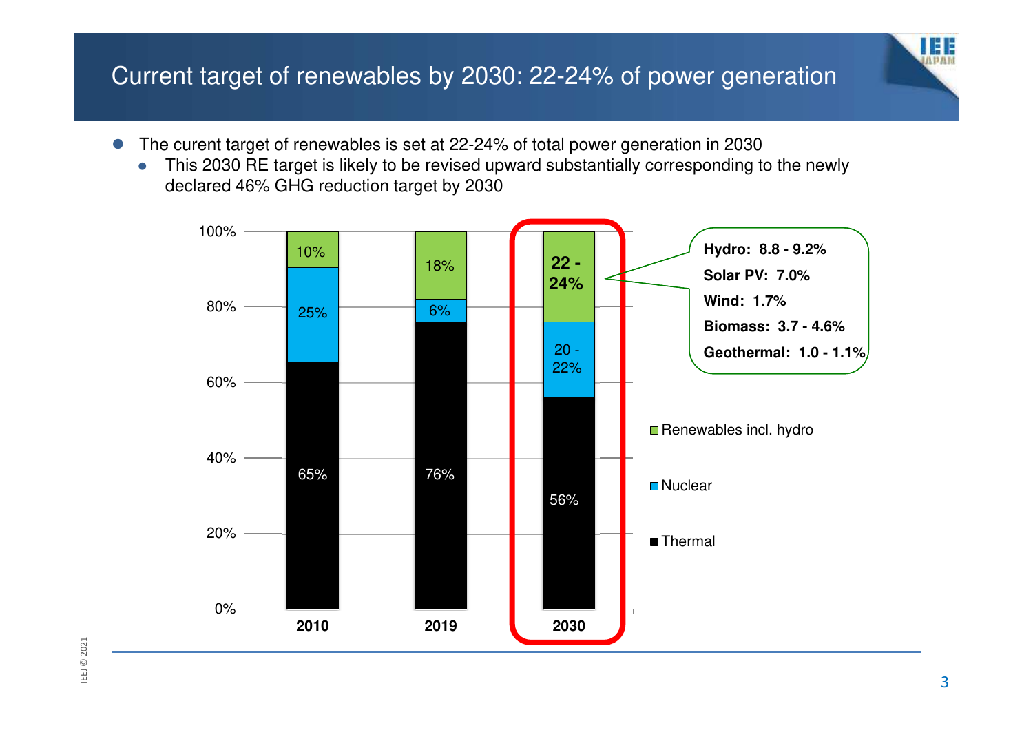# Current target of renewables by 2030: 22-24% of power generation

- The curent target of renewables is set at 22-24% of total power generation in 2030
  - This 2030 RE target is likely to be revised upward substantially corresponding to the newly declared 46% GHG reduction target by 2030

| | 2010 | 2019 | 2030 |
|---|---|---|---|
| Renewables incl. hydro | 10% | 18% | 22 - 24% |
| Nuclear | 25% | 6% | 20 - 22% |
| Thermal | 65% | 76% | 56% |

**Hydro: 8.8 - 9.2%**
**Solar PV: 7.0%**
**Wind: 1.7%**
**Biomass: 3.7 - 4.6%**
**Geothermal: 1.0 - 1.1%**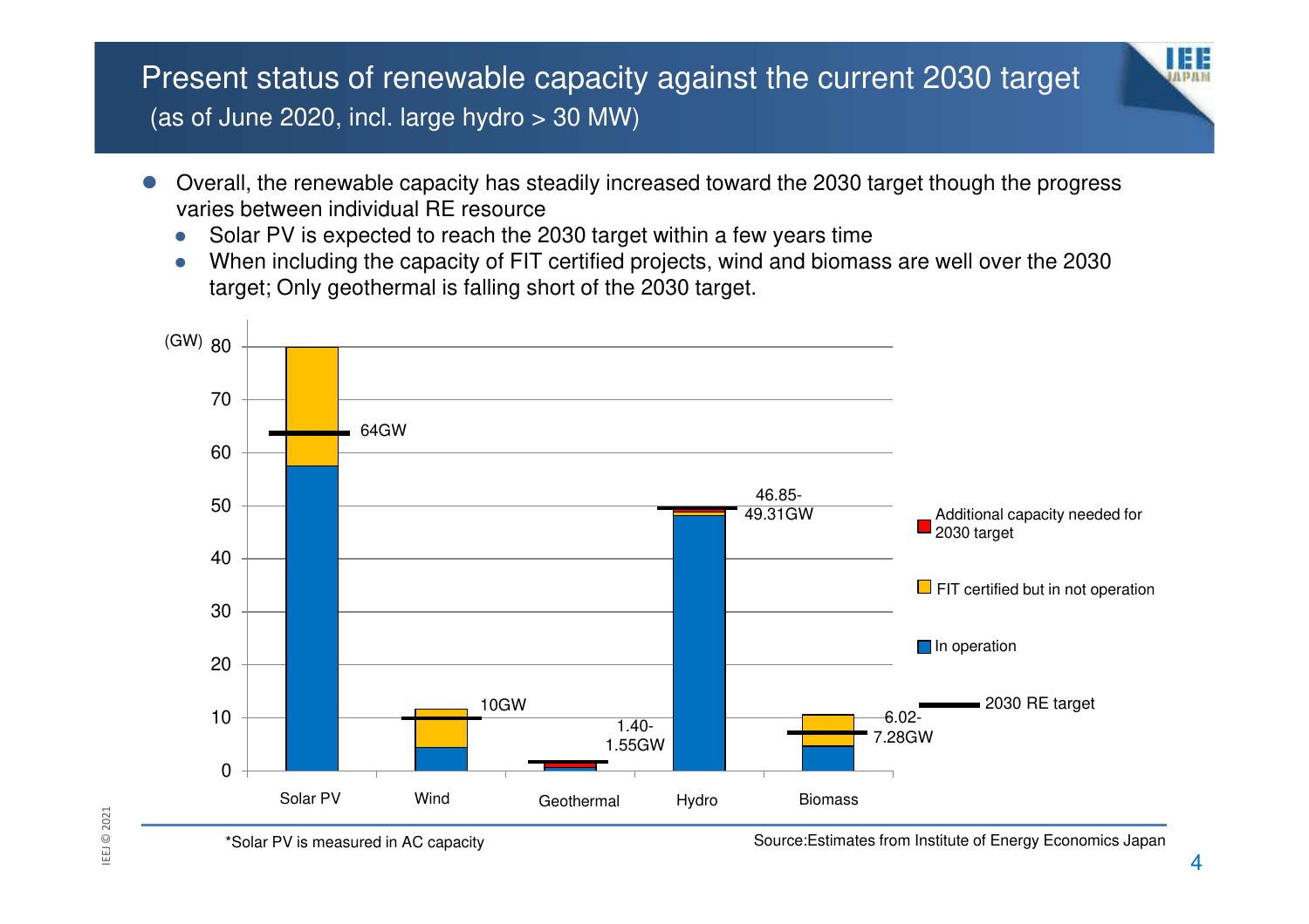# Present status of renewable capacity against the current 2030 target

(as of June 2020, incl. large hydro > 30 MW)

- Overall, the renewable capacity has steadily increased toward the 2030 target though the progress varies between individual RE resource
  - Solar PV is expected to reach the 2030 target within a few years time
  - When including the capacity of FIT certified projects, wind and biomass are well over the 2030 target; Only geothermal is falling short of the 2030 target.

(GW)

| | Solar PV | Wind | Geothermal | Hydro | Biomass |
|---|---|---|---|---|---|
| 2030 RE target | 64GW | 10GW | 1.40-1.55GW | 46.85-49.31GW | 6.02-7.28GW |

Legend: Additional capacity needed for 2030 target; FIT certified but in not operation; In operation; 2030 RE target

*Solar PV is measured in AC capacity

Source:Estimates from Institute of Energy Economics Japan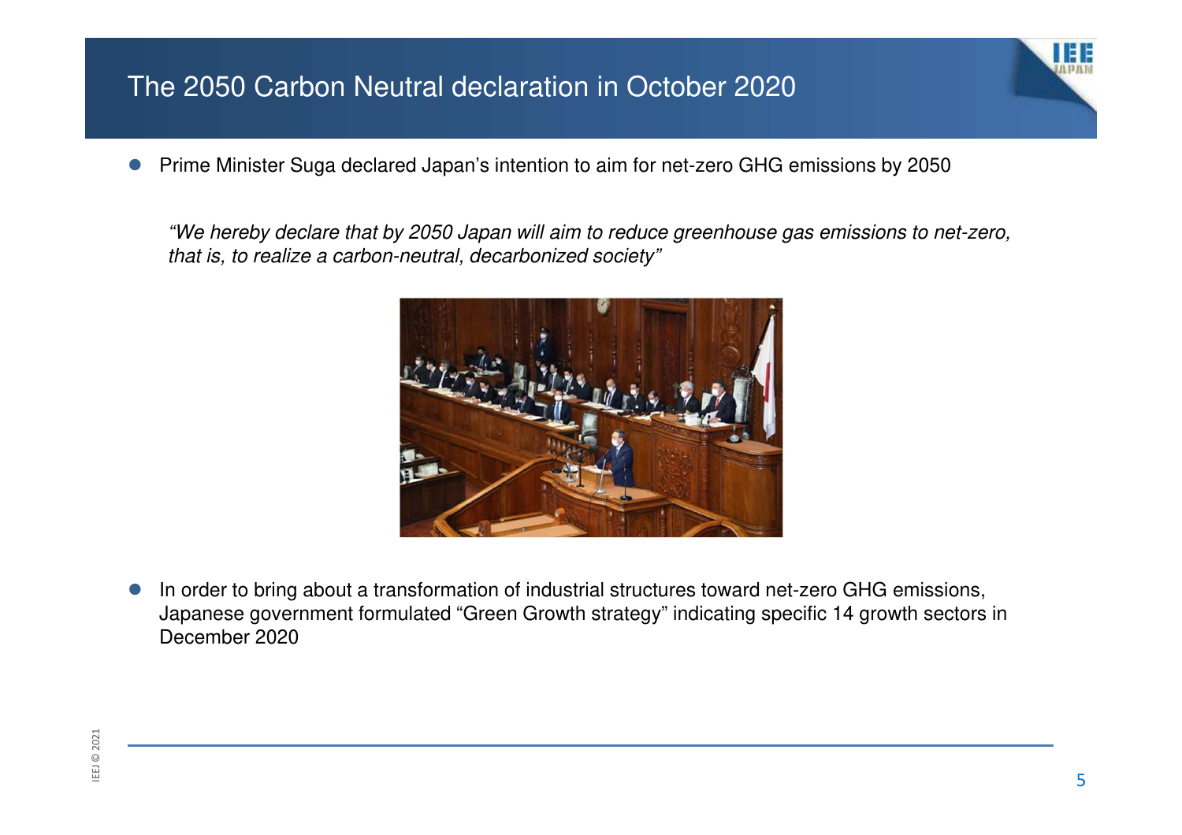# The 2050 Carbon Neutral declaration in October 2020

- Prime Minister Suga declared Japan's intention to aim for net-zero GHG emissions by 2050

*"We hereby declare that by 2050 Japan will aim to reduce greenhouse gas emissions to net-zero, that is, to realize a carbon-neutral, decarbonized society"*

- In order to bring about a transformation of industrial structures toward net-zero GHG emissions, Japanese government formulated "Green Growth strategy" indicating specific 14 growth sectors in December 2020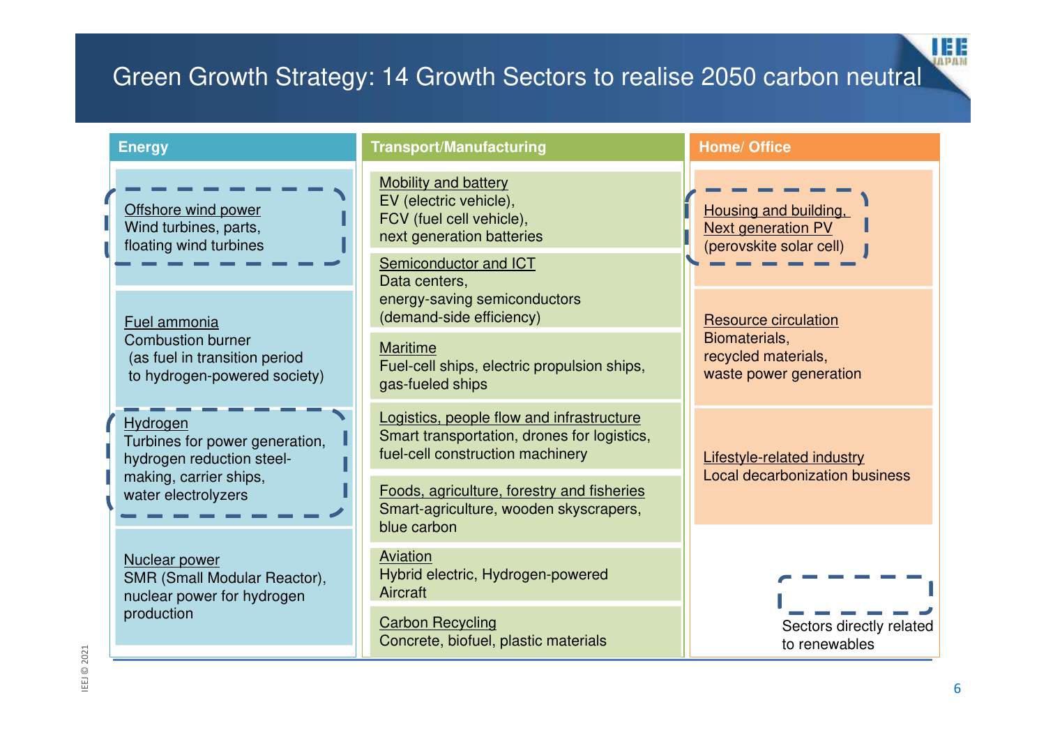# Green Growth Strategy: 14 Growth Sectors to realise 2050 carbon neutral

## Energy

**Offshore wind power**
Wind turbines, parts, floating wind turbines

**Fuel ammonia**
Combustion burner
(as fuel in transition period to hydrogen-powered society)

**Hydrogen**
Turbines for power generation, hydrogen reduction steel-making, carrier ships, water electrolyzers

**Nuclear power**
SMR (Small Modular Reactor), nuclear power for hydrogen production

## Transport/Manufacturing

**Mobility and battery**
EV (electric vehicle), FCV (fuel cell vehicle), next generation batteries

**Semiconductor and ICT**
Data centers, energy-saving semiconductors (demand-side efficiency)

**Maritime**
Fuel-cell ships, electric propulsion ships, gas-fueled ships

**Logistics, people flow and infrastructure**
Smart transportation, drones for logistics, fuel-cell construction machinery

**Foods, agriculture, forestry and fisheries**
Smart-agriculture, wooden skyscrapers, blue carbon

**Aviation**
Hybrid electric, Hydrogen-powered Aircraft

**Carbon Recycling**
Concrete, biofuel, plastic materials

## Home/ Office

**Housing and building, Next generation PV**
(perovskite solar cell)

**Resource circulation**
Biomaterials, recycled materials, waste power generation

**Lifestyle-related industry**
Local decarbonization business

(Dashed box legend: Sectors directly related to renewables — Offshore wind power; Hydrogen; Housing and building, Next generation PV)

IEEJ © 2021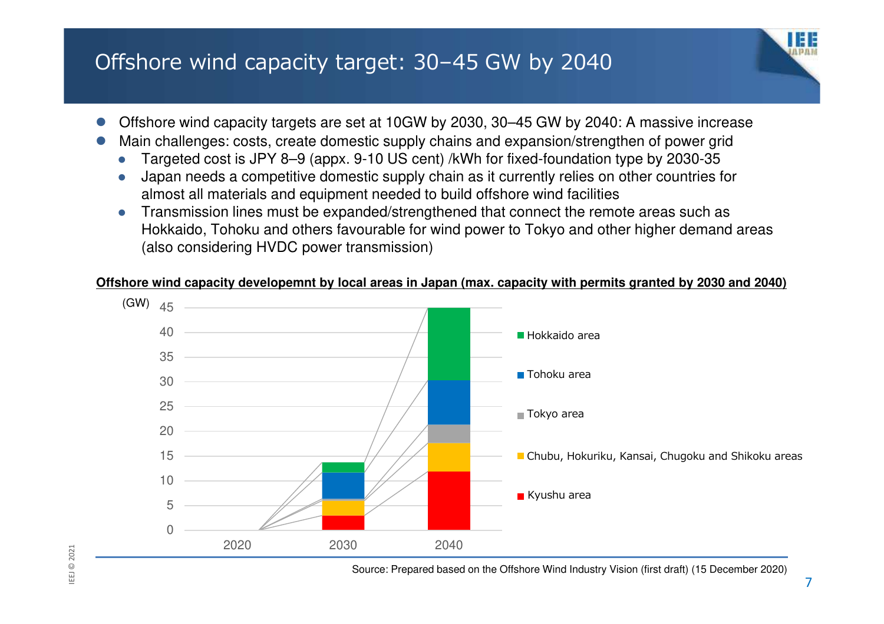# Offshore wind capacity target: 30–45 GW by 2040

- Offshore wind capacity targets are set at 10GW by 2030, 30–45 GW by 2040: A massive increase
- Main challenges: costs, create domestic supply chains and expansion/strengthen of power grid
  - Targeted cost is JPY 8–9 (appx. 9-10 US cent) /kWh for fixed-foundation type by 2030-35
  - Japan needs a competitive domestic supply chain as it currently relies on other countries for almost all materials and equipment needed to build offshore wind facilities
  - Transmission lines must be expanded/strengthened that connect the remote areas such as Hokkaido, Tohoku and others favourable for wind power to Tokyo and other higher demand areas (also considering HVDC power transmission)

**Offshore wind capacity developemnt by local areas in Japan (max. capacity with permits granted by 2030 and 2040)**

(GW)

Legend: Hokkaido area; Tohoku area; Tokyo area; Chubu, Hokuriku, Kansai, Chugoku and Shikoku areas; Kyushu area

Years: 2020, 2030, 2040

Source: Prepared based on the Offshore Wind Industry Vision (first draft) (15 December 2020)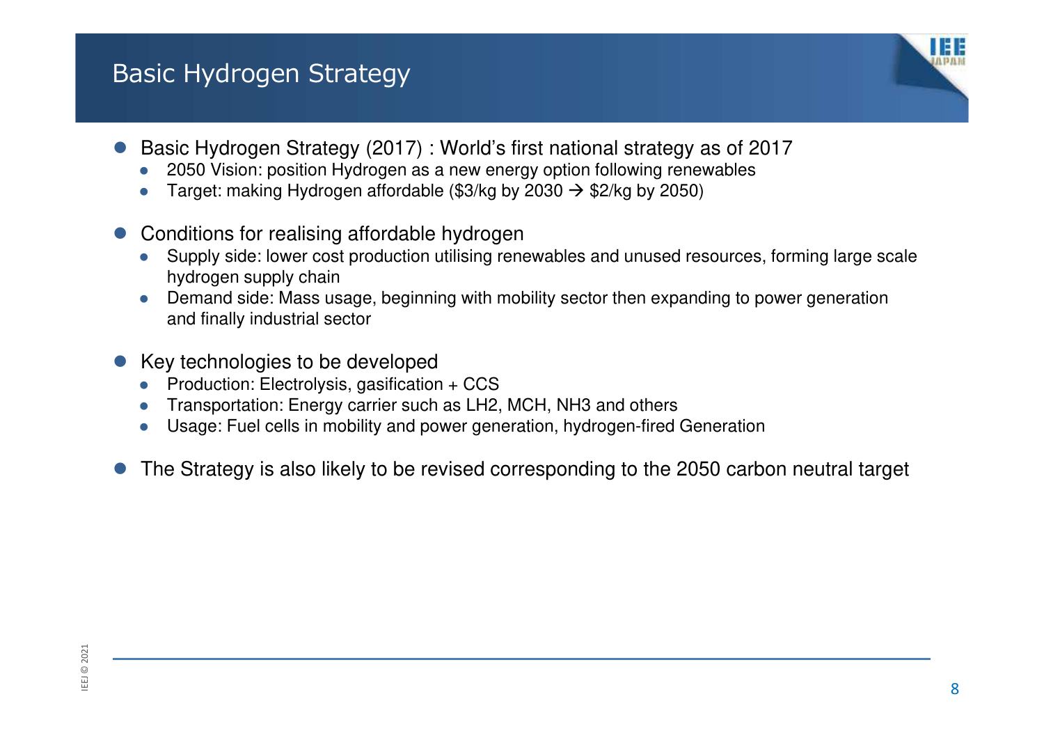# Basic Hydrogen Strategy

- Basic Hydrogen Strategy (2017) : World's first national strategy as of 2017
  - 2050 Vision: position Hydrogen as a new energy option following renewables
  - Target: making Hydrogen affordable ($3/kg by 2030 → $2/kg by 2050)

- Conditions for realising affordable hydrogen
  - Supply side: lower cost production utilising renewables and unused resources, forming large scale hydrogen supply chain
  - Demand side: Mass usage, beginning with mobility sector then expanding to power generation and finally industrial sector

- Key technologies to be developed
  - Production: Electrolysis, gasification + CCS
  - Transportation: Energy carrier such as LH2, MCH, NH3 and others
  - Usage: Fuel cells in mobility and power generation, hydrogen-fired Generation

- The Strategy is also likely to be revised corresponding to the 2050 carbon neutral target